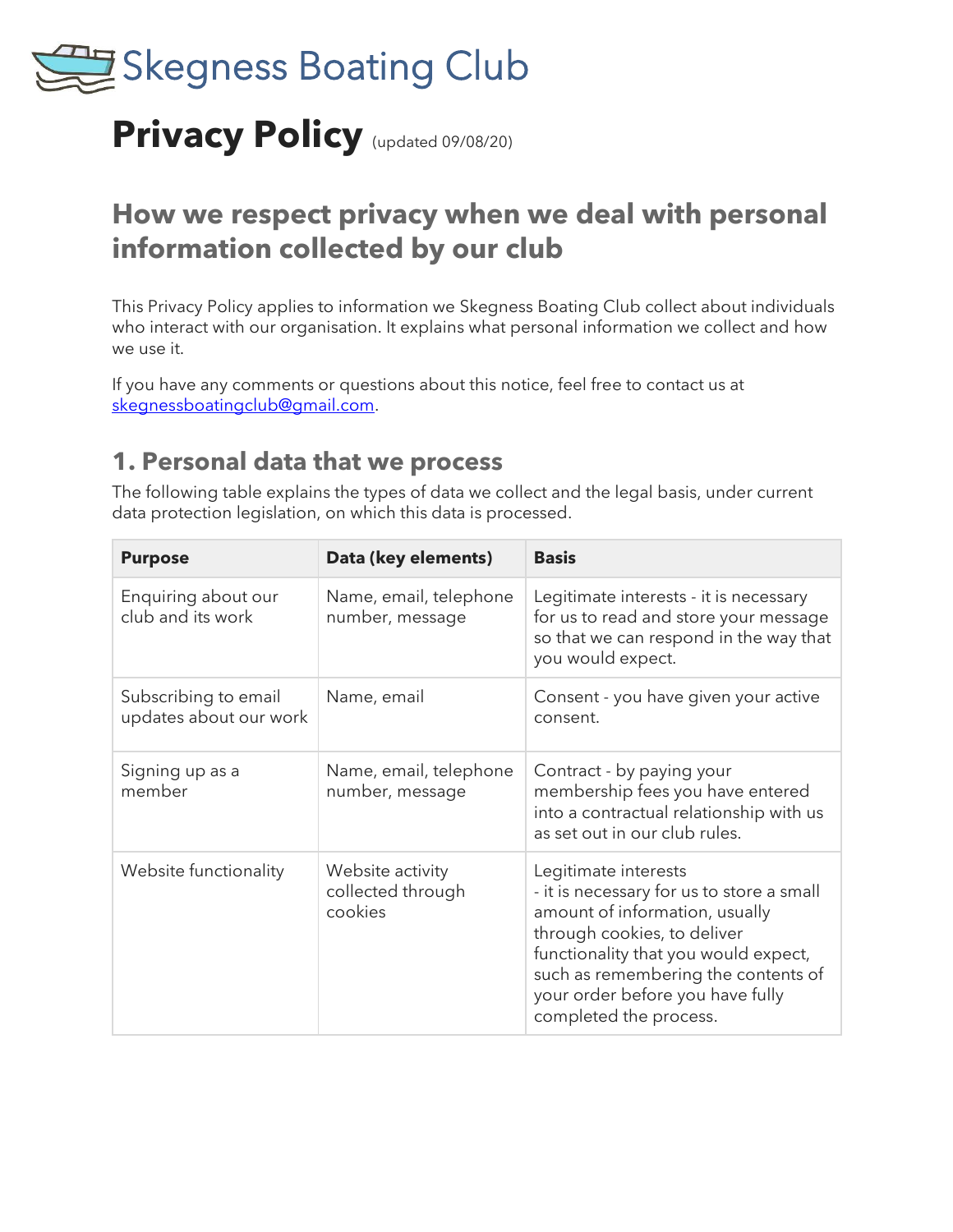# Skegness Boating Club

# Privacy Policy (updated 09/08/20)

## How we respect privacy when we deal with personal information collected by our club

This Privacy Policy applies to information we Skegness Boating Club collect about individuals who interact with our organisation. It explains what personal information we collect and how we use it.

If you have any comments or questions about this notice, feel free to contact us at skegnessboatingclub@gmail.com.

## 1. Personal data that we process

The following table explains the types of data we collect and the legal basis, under current data protection legislation, on which this data is processed.

| Purpose | Data (key elements) | Basis |
|---|---|---|
| Enquiring about our club and its work | Name, email, telephone number, message | Legitimate interests - it is necessary for us to read and store your message so that we can respond in the way that you would expect. |
| Subscribing to email updates about our work | Name, email | Consent - you have given your active consent. |
| Signing up as a member | Name, email, telephone number, message | Contract - by paying your membership fees you have entered into a contractual relationship with us as set out in our club rules. |
| Website functionality | Website activity collected through cookies | Legitimate interests - it is necessary for us to store a small amount of information, usually through cookies, to deliver functionality that you would expect, such as remembering the contents of your order before you have fully completed the process. |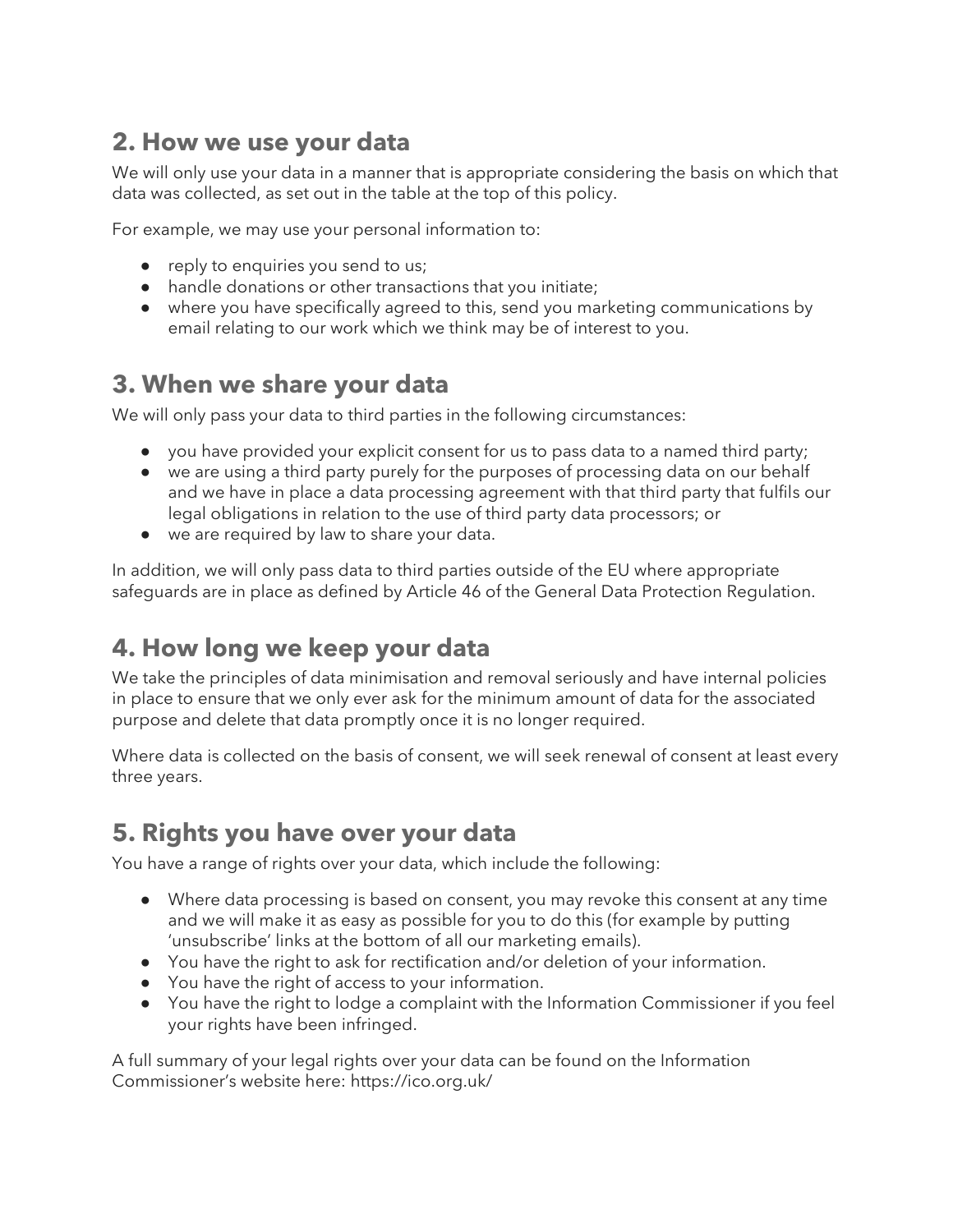## 2. How we use your data

We will only use your data in a manner that is appropriate considering the basis on which that data was collected, as set out in the table at the top of this policy.

For example, we may use your personal information to:

- reply to enquiries you send to us;
- handle donations or other transactions that you initiate;
- where you have specifically agreed to this, send you marketing communications by email relating to our work which we think may be of interest to you.

## 3. When we share your data

We will only pass your data to third parties in the following circumstances:

- you have provided your explicit consent for us to pass data to a named third party;
- we are using a third party purely for the purposes of processing data on our behalf and we have in place a data processing agreement with that third party that fulfils our legal obligations in relation to the use of third party data processors; or
- we are required by law to share your data.

In addition, we will only pass data to third parties outside of the EU where appropriate safeguards are in place as defined by Article 46 of the General Data Protection Regulation.

## 4. How long we keep your data

We take the principles of data minimisation and removal seriously and have internal policies in place to ensure that we only ever ask for the minimum amount of data for the associated purpose and delete that data promptly once it is no longer required.

Where data is collected on the basis of consent, we will seek renewal of consent at least every three years.

## 5. Rights you have over your data

You have a range of rights over your data, which include the following:

- Where data processing is based on consent, you may revoke this consent at any time and we will make it as easy as possible for you to do this (for example by putting 'unsubscribe' links at the bottom of all our marketing emails).
- You have the right to ask for rectification and/or deletion of your information.
- You have the right of access to your information.
- You have the right to lodge a complaint with the Information Commissioner if you feel your rights have been infringed.

A full summary of your legal rights over your data can be found on the Information Commissioner's website here: https://ico.org.uk/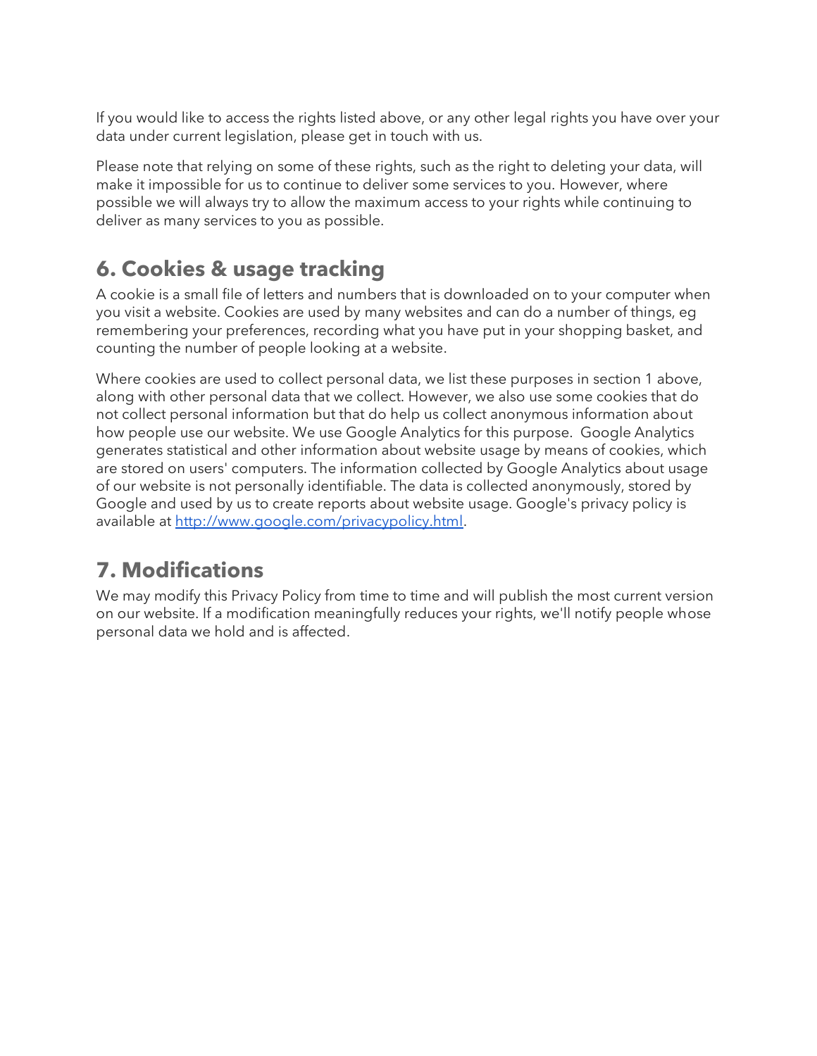If you would like to access the rights listed above, or any other legal rights you have over your data under current legislation, please get in touch with us.

Please note that relying on some of these rights, such as the right to deleting your data, will make it impossible for us to continue to deliver some services to you. However, where possible we will always try to allow the maximum access to your rights while continuing to deliver as many services to you as possible.

## 6. Cookies & usage tracking

A cookie is a small file of letters and numbers that is downloaded on to your computer when you visit a website. Cookies are used by many websites and can do a number of things, eg remembering your preferences, recording what you have put in your shopping basket, and counting the number of people looking at a website.

Where cookies are used to collect personal data, we list these purposes in section 1 above, along with other personal data that we collect. However, we also use some cookies that do not collect personal information but that do help us collect anonymous information about how people use our website. We use Google Analytics for this purpose. Google Analytics generates statistical and other information about website usage by means of cookies, which are stored on users' computers. The information collected by Google Analytics about usage of our website is not personally identifiable. The data is collected anonymously, stored by Google and used by us to create reports about website usage. Google's privacy policy is available at [http://www.google.com/privacypolicy.html](http://www.google.com/privacypolicy.html).

## 7. Modifications

We may modify this Privacy Policy from time to time and will publish the most current version on our website. If a modification meaningfully reduces your rights, we'll notify people whose personal data we hold and is affected.